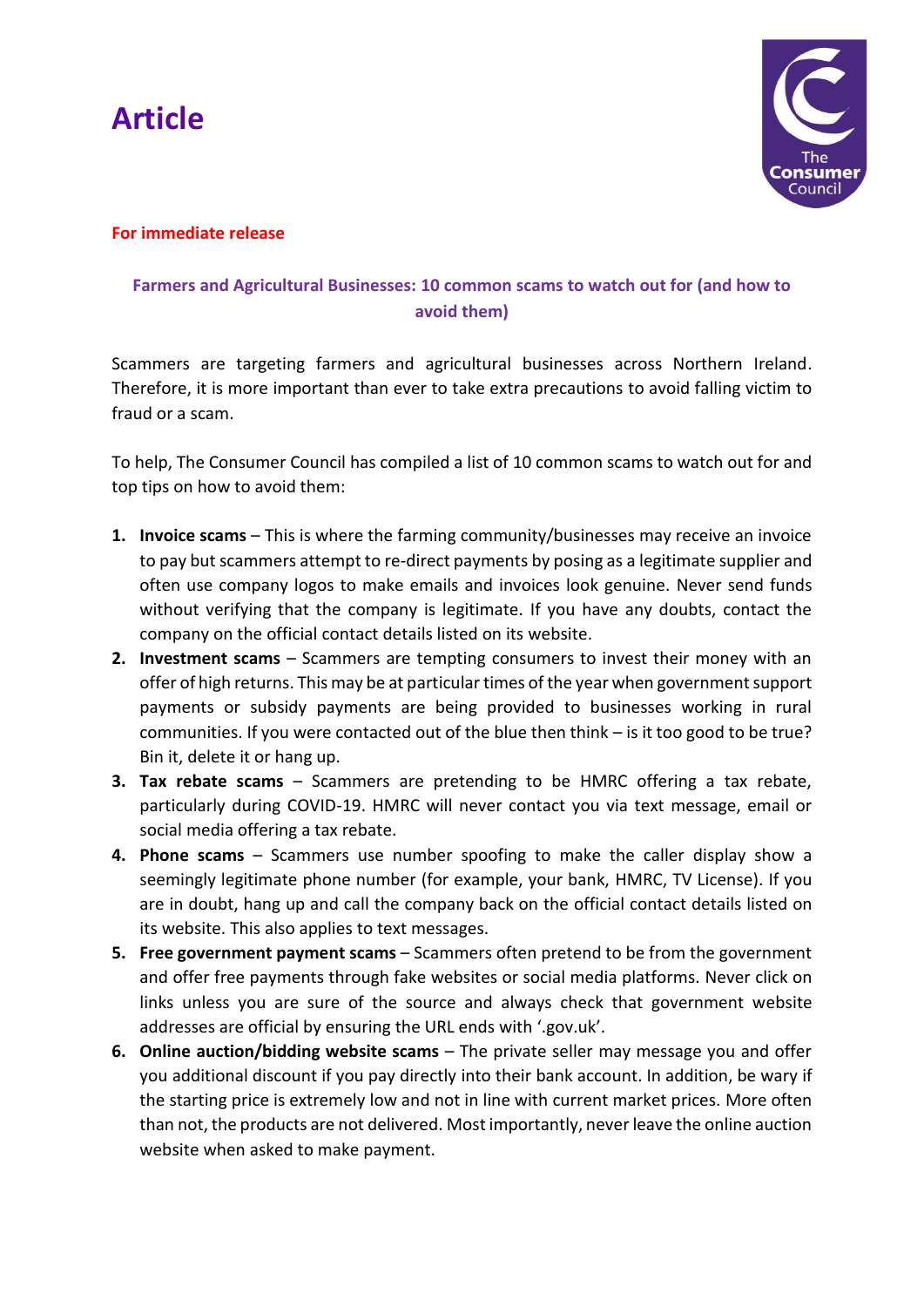# Article

**For immediate release**

### Farmers and Agricultural Businesses: 10 common scams to watch out for (and how to avoid them)

Scammers are targeting farmers and agricultural businesses across Northern Ireland. Therefore, it is more important than ever to take extra precautions to avoid falling victim to fraud or a scam.

To help, The Consumer Council has compiled a list of 10 common scams to watch out for and top tips on how to avoid them:

1. **Invoice scams** – This is where the farming community/businesses may receive an invoice to pay but scammers attempt to re-direct payments by posing as a legitimate supplier and often use company logos to make emails and invoices look genuine. Never send funds without verifying that the company is legitimate. If you have any doubts, contact the company on the official contact details listed on its website.
2. **Investment scams** – Scammers are tempting consumers to invest their money with an offer of high returns. This may be at particular times of the year when government support payments or subsidy payments are being provided to businesses working in rural communities. If you were contacted out of the blue then think – is it too good to be true? Bin it, delete it or hang up.
3. **Tax rebate scams** – Scammers are pretending to be HMRC offering a tax rebate, particularly during COVID-19. HMRC will never contact you via text message, email or social media offering a tax rebate.
4. **Phone scams** – Scammers use number spoofing to make the caller display show a seemingly legitimate phone number (for example, your bank, HMRC, TV License). If you are in doubt, hang up and call the company back on the official contact details listed on its website. This also applies to text messages.
5. **Free government payment scams** – Scammers often pretend to be from the government and offer free payments through fake websites or social media platforms. Never click on links unless you are sure of the source and always check that government website addresses are official by ensuring the URL ends with '.gov.uk'.
6. **Online auction/bidding website scams** – The private seller may message you and offer you additional discount if you pay directly into their bank account. In addition, be wary if the starting price is extremely low and not in line with current market prices. More often than not, the products are not delivered. Most importantly, never leave the online auction website when asked to make payment.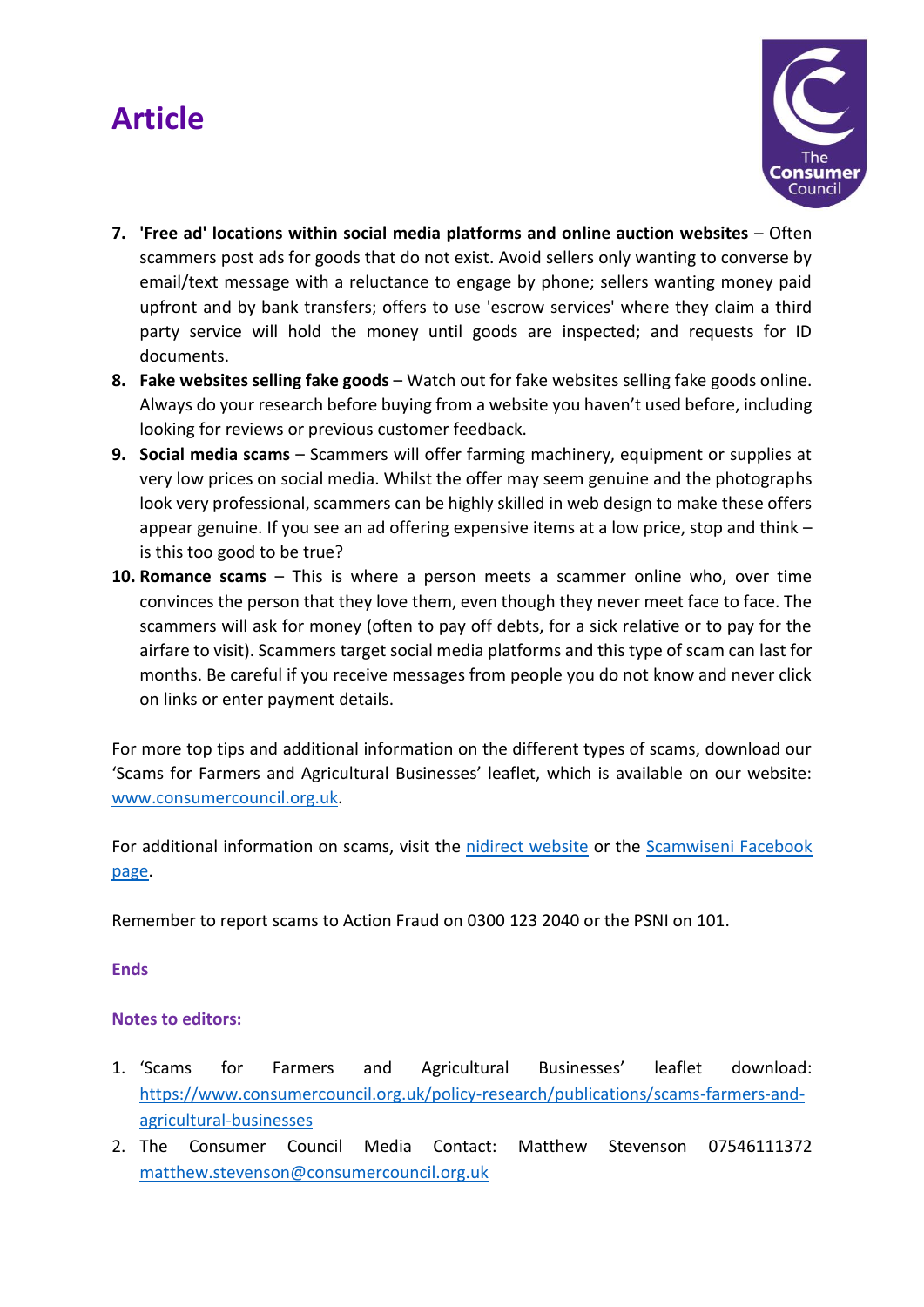# Article

7. **'Free ad' locations within social media platforms and online auction websites** – Often scammers post ads for goods that do not exist. Avoid sellers only wanting to converse by email/text message with a reluctance to engage by phone; sellers wanting money paid upfront and by bank transfers; offers to use 'escrow services' where they claim a third party service will hold the money until goods are inspected; and requests for ID documents.
8. **Fake websites selling fake goods** – Watch out for fake websites selling fake goods online. Always do your research before buying from a website you haven't used before, including looking for reviews or previous customer feedback.
9. **Social media scams** – Scammers will offer farming machinery, equipment or supplies at very low prices on social media. Whilst the offer may seem genuine and the photographs look very professional, scammers can be highly skilled in web design to make these offers appear genuine. If you see an ad offering expensive items at a low price, stop and think – is this too good to be true?
10. **Romance scams** – This is where a person meets a scammer online who, over time convinces the person that they love them, even though they never meet face to face. The scammers will ask for money (often to pay off debts, for a sick relative or to pay for the airfare to visit). Scammers target social media platforms and this type of scam can last for months. Be careful if you receive messages from people you do not know and never click on links or enter payment details.

For more top tips and additional information on the different types of scams, download our 'Scams for Farmers and Agricultural Businesses' leaflet, which is available on our website: [www.consumercouncil.org.uk](www.consumercouncil.org.uk).

For additional information on scams, visit the [nidirect website]() or the [Scamwiseni Facebook page]().

Remember to report scams to Action Fraud on 0300 123 2040 or the PSNI on 101.

**Ends**

**Notes to editors:**

1. 'Scams for Farmers and Agricultural Businesses' leaflet download: [https://www.consumercouncil.org.uk/policy-research/publications/scams-farmers-and-agricultural-businesses](https://www.consumercouncil.org.uk/policy-research/publications/scams-farmers-and-agricultural-businesses)
2. The Consumer Council Media Contact: Matthew Stevenson 07546111372 [matthew.stevenson@consumercouncil.org.uk](mailto:matthew.stevenson@consumercouncil.org.uk)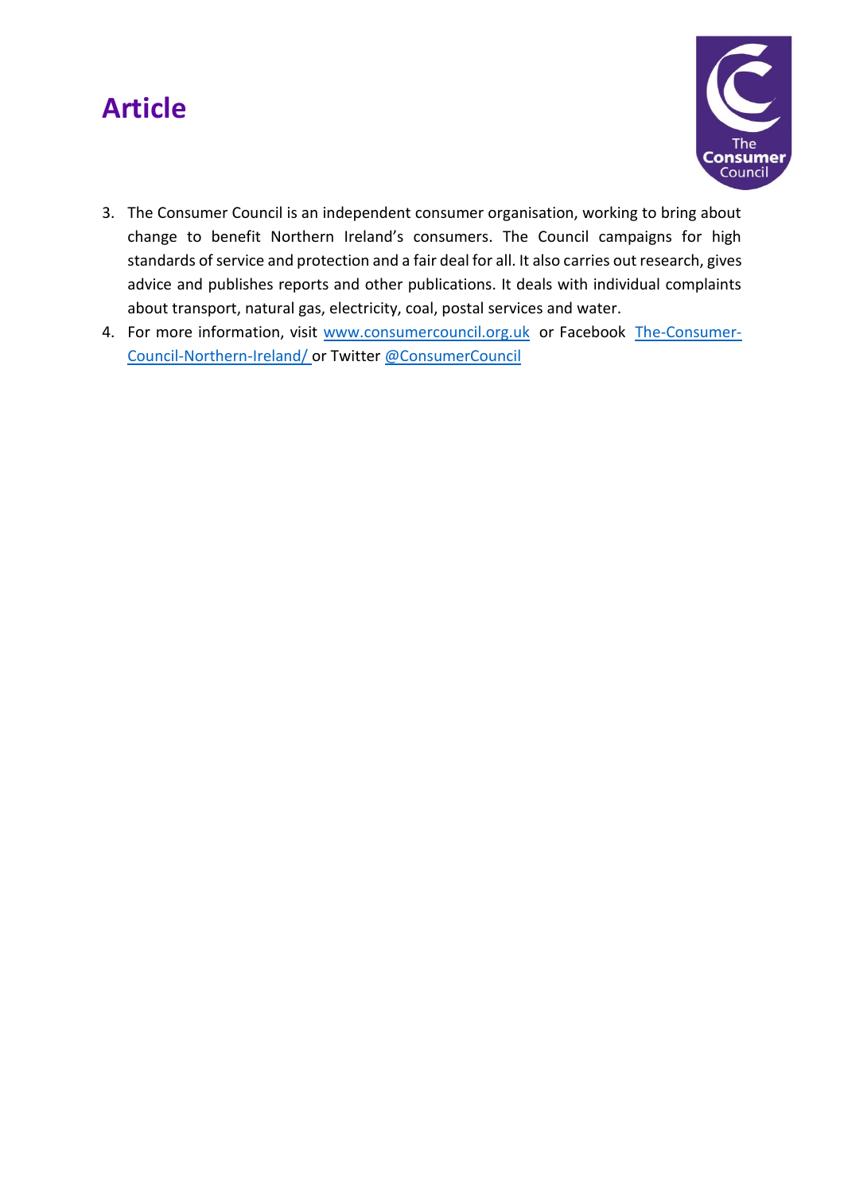# Article

3. The Consumer Council is an independent consumer organisation, working to bring about change to benefit Northern Ireland's consumers. The Council campaigns for high standards of service and protection and a fair deal for all. It also carries out research, gives advice and publishes reports and other publications. It deals with individual complaints about transport, natural gas, electricity, coal, postal services and water.
4. For more information, visit www.consumercouncil.org.uk or Facebook The-Consumer-Council-Northern-Ireland/ or Twitter @ConsumerCouncil